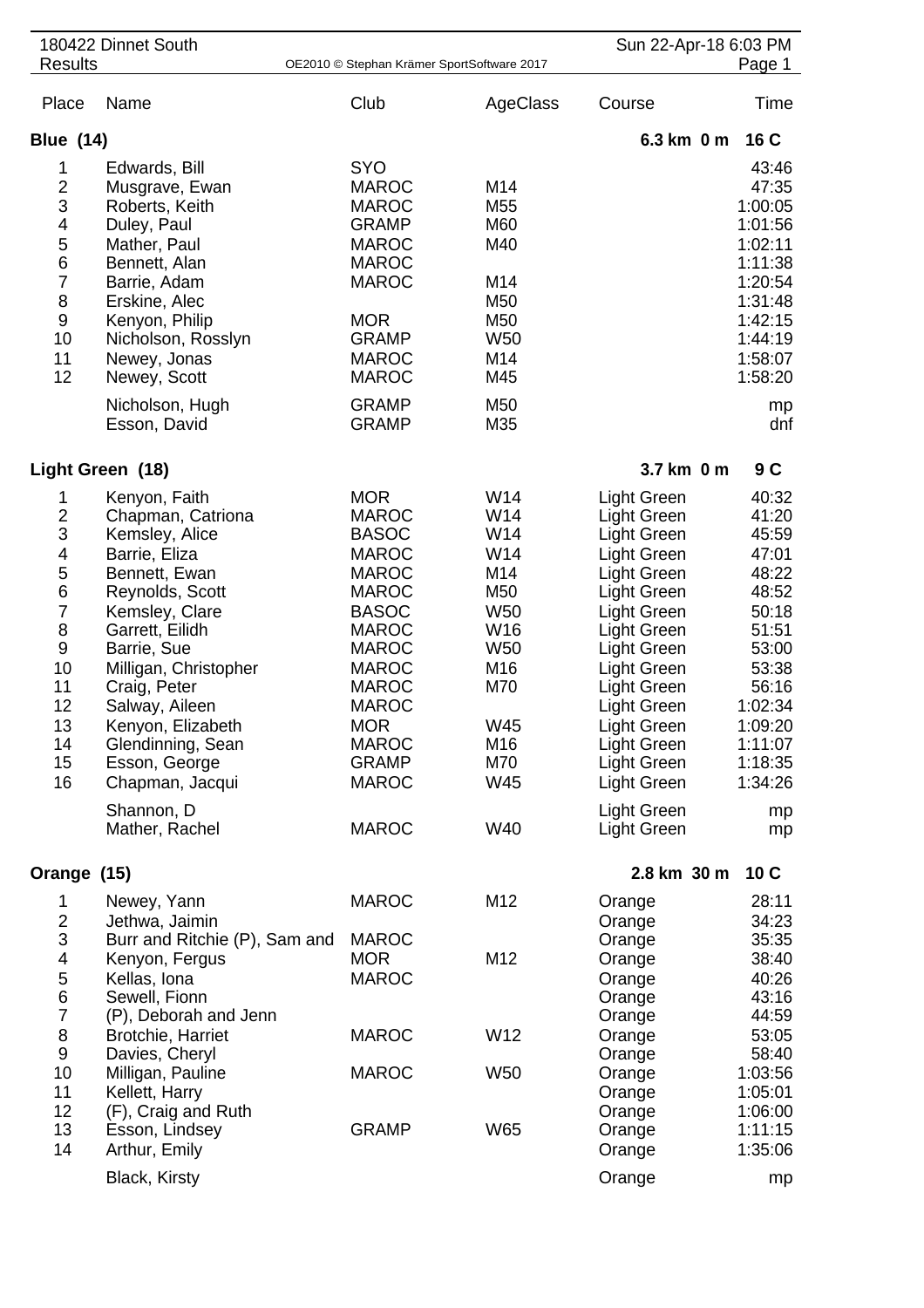180422 Dinnet South
Results

OE2010 © Stephan Krämer SportSoftware 2017

Sun 22-Apr-18 6:03 PM

## Blue (14) — 6.3 km 0 m, 16 C

| Place | Name | Club | AgeClass | Course | Time |
|---|---|---|---|---|---|
| 1 | Edwards, Bill | SYO | | | 43:46 |
| 2 | Musgrave, Ewan | MAROC | M14 | | 47:35 |
| 3 | Roberts, Keith | MAROC | M55 | | 1:00:05 |
| 4 | Duley, Paul | GRAMP | M60 | | 1:01:56 |
| 5 | Mather, Paul | MAROC | M40 | | 1:02:11 |
| 6 | Bennett, Alan | MAROC | | | 1:11:38 |
| 7 | Barrie, Adam | MAROC | M14 | | 1:20:54 |
| 8 | Erskine, Alec | | M50 | | 1:31:48 |
| 9 | Kenyon, Philip | MOR | M50 | | 1:42:15 |
| 10 | Nicholson, Rosslyn | GRAMP | W50 | | 1:44:19 |
| 11 | Newey, Jonas | MAROC | M14 | | 1:58:07 |
| 12 | Newey, Scott | MAROC | M45 | | 1:58:20 |
| | Nicholson, Hugh | GRAMP | M50 | | mp |
| | Esson, David | GRAMP | M35 | | dnf |

## Light Green (18) — 3.7 km 0 m, 9 C

| Place | Name | Club | AgeClass | Course | Time |
|---|---|---|---|---|---|
| 1 | Kenyon, Faith | MOR | W14 | Light Green | 40:32 |
| 2 | Chapman, Catriona | MAROC | W14 | Light Green | 41:20 |
| 3 | Kemsley, Alice | BASOC | W14 | Light Green | 45:59 |
| 4 | Barrie, Eliza | MAROC | W14 | Light Green | 47:01 |
| 5 | Bennett, Ewan | MAROC | M14 | Light Green | 48:22 |
| 6 | Reynolds, Scott | MAROC | M50 | Light Green | 48:52 |
| 7 | Kemsley, Clare | BASOC | W50 | Light Green | 50:18 |
| 8 | Garrett, Eilidh | MAROC | W16 | Light Green | 51:51 |
| 9 | Barrie, Sue | MAROC | W50 | Light Green | 53:00 |
| 10 | Milligan, Christopher | MAROC | M16 | Light Green | 53:38 |
| 11 | Craig, Peter | MAROC | M70 | Light Green | 56:16 |
| 12 | Salway, Aileen | MAROC | | Light Green | 1:02:34 |
| 13 | Kenyon, Elizabeth | MOR | W45 | Light Green | 1:09:20 |
| 14 | Glendinning, Sean | MAROC | M16 | Light Green | 1:11:07 |
| 15 | Esson, George | GRAMP | M70 | Light Green | 1:18:35 |
| 16 | Chapman, Jacqui | MAROC | W45 | Light Green | 1:34:26 |
| | Shannon, D | | | Light Green | mp |
| | Mather, Rachel | MAROC | W40 | Light Green | mp |

## Orange (15) — 2.8 km 30 m, 10 C

| Place | Name | Club | AgeClass | Course | Time |
|---|---|---|---|---|---|
| 1 | Newey, Yann | MAROC | M12 | Orange | 28:11 |
| 2 | Jethwa, Jaimin | | | Orange | 34:23 |
| 3 | Burr and Ritchie (P), Sam and | MAROC | | Orange | 35:35 |
| 4 | Kenyon, Fergus | MOR | M12 | Orange | 38:40 |
| 5 | Kellas, Iona | MAROC | | Orange | 40:26 |
| 6 | Sewell, Fionn | | | Orange | 43:16 |
| 7 | (P), Deborah and Jenn | | | Orange | 44:59 |
| 8 | Brotchie, Harriet | MAROC | W12 | Orange | 53:05 |
| 9 | Davies, Cheryl | | | Orange | 58:40 |
| 10 | Milligan, Pauline | MAROC | W50 | Orange | 1:03:56 |
| 11 | Kellett, Harry | | | Orange | 1:05:01 |
| 12 | (F), Craig and Ruth | | | Orange | 1:06:00 |
| 13 | Esson, Lindsey | GRAMP | W65 | Orange | 1:11:15 |
| 14 | Arthur, Emily | | | Orange | 1:35:06 |
| | Black, Kirsty | | | Orange | mp |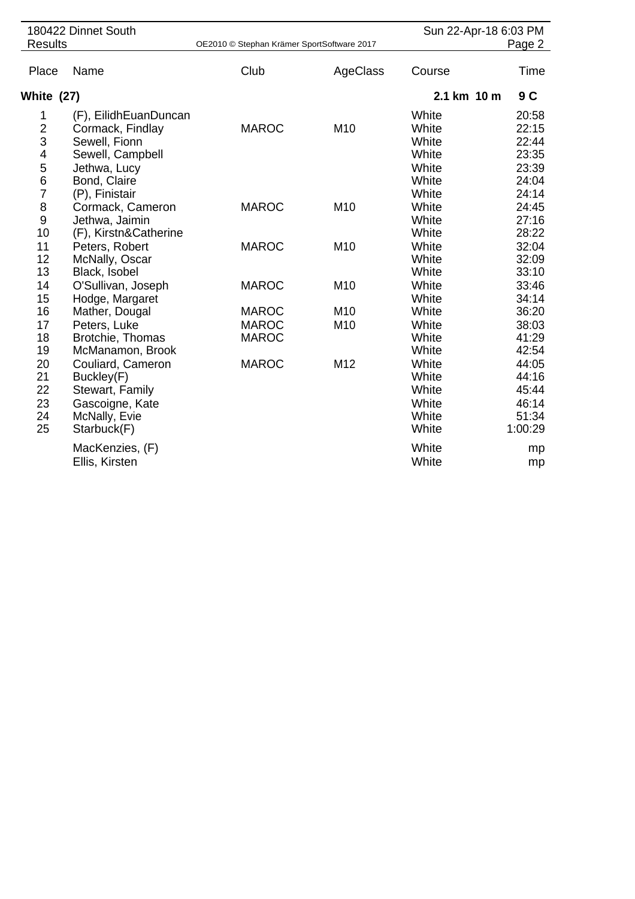| Place | Name | Club | AgeClass | Course | Time |
|---|---|---|---|---|---|
| **White (27)** | | | | **2.1 km 10 m** | **9 C** |
| 1 | (F), EilidhEuanDuncan | | | White | 20:58 |
| 2 | Cormack, Findlay | MAROC | M10 | White | 22:15 |
| 3 | Sewell, Fionn | | | White | 22:44 |
| 4 | Sewell, Campbell | | | White | 23:35 |
| 5 | Jethwa, Lucy | | | White | 23:39 |
| 6 | Bond, Claire | | | White | 24:04 |
| 7 | (P), Finistair | | | White | 24:14 |
| 8 | Cormack, Cameron | MAROC | M10 | White | 24:45 |
| 9 | Jethwa, Jaimin | | | White | 27:16 |
| 10 | (F), Kirstn&Catherine | | | White | 28:22 |
| 11 | Peters, Robert | MAROC | M10 | White | 32:04 |
| 12 | McNally, Oscar | | | White | 32:09 |
| 13 | Black, Isobel | | | White | 33:10 |
| 14 | O'Sullivan, Joseph | MAROC | M10 | White | 33:46 |
| 15 | Hodge, Margaret | | | White | 34:14 |
| 16 | Mather, Dougal | MAROC | M10 | White | 36:20 |
| 17 | Peters, Luke | MAROC | M10 | White | 38:03 |
| 18 | Brotchie, Thomas | MAROC | | White | 41:29 |
| 19 | McManamon, Brook | | | White | 42:54 |
| 20 | Couliard, Cameron | MAROC | M12 | White | 44:05 |
| 21 | Buckley(F) | | | White | 44:16 |
| 22 | Stewart, Family | | | White | 45:44 |
| 23 | Gascoigne, Kate | | | White | 46:14 |
| 24 | McNally, Evie | | | White | 51:34 |
| 25 | Starbuck(F) | | | White | 1:00:29 |
| | MacKenzies, (F) | | | White | mp |
| | Ellis, Kirsten | | | White | mp |